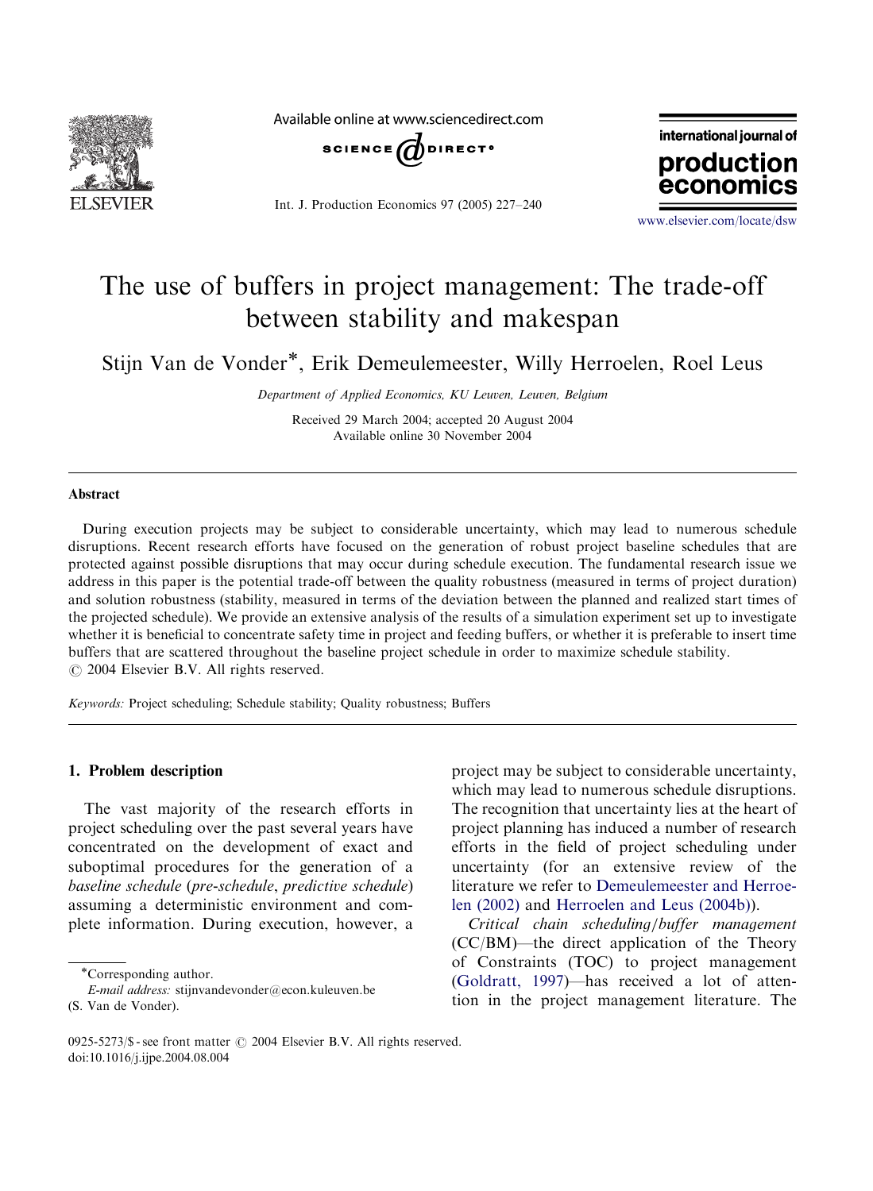# The use of buffers in project management: The trade-off between stability and makespan

Stijn Van de Vonder*, Erik Demeulemeester, Willy Herroelen, Roel Leus

*Department of Applied Economics, KU Leuven, Leuven, Belgium*

Received 29 March 2004; accepted 20 August 2004
Available online 30 November 2004

## Abstract

During execution projects may be subject to considerable uncertainty, which may lead to numerous schedule disruptions. Recent research efforts have focused on the generation of robust project baseline schedules that are protected against possible disruptions that may occur during schedule execution. The fundamental research issue we address in this paper is the potential trade-off between the quality robustness (measured in terms of project duration) and solution robustness (stability, measured in terms of the deviation between the planned and realized start times of the projected schedule). We provide an extensive analysis of the results of a simulation experiment set up to investigate whether it is beneficial to concentrate safety time in project and feeding buffers, or whether it is preferable to insert time buffers that are scattered throughout the baseline project schedule in order to maximize schedule stability.
© 2004 Elsevier B.V. All rights reserved.

*Keywords:* Project scheduling; Schedule stability; Quality robustness; Buffers

## 1. Problem description

The vast majority of the research efforts in project scheduling over the past several years have concentrated on the development of exact and suboptimal procedures for the generation of a *baseline schedule* (*pre-schedule*, *predictive schedule*) assuming a deterministic environment and complete information. During execution, however, a project may be subject to considerable uncertainty, which may lead to numerous schedule disruptions. The recognition that uncertainty lies at the heart of project planning has induced a number of research efforts in the field of project scheduling under uncertainty (for an extensive review of the literature we refer to Demeulemeester and Herroelen (2002) and Herroelen and Leus (2004b)).

*Critical chain scheduling/buffer management* (CC/BM)—the direct application of the Theory of Constraints (TOC) to project management (Goldratt, 1997)—has received a lot of attention in the project management literature. The

*Corresponding author.
*E-mail address:* stijnvandevonder@econ.kuleuven.be (S. Van de Vonder).

0925-5273/$ - see front matter © 2004 Elsevier B.V. All rights reserved.
doi:10.1016/j.ijpe.2004.08.004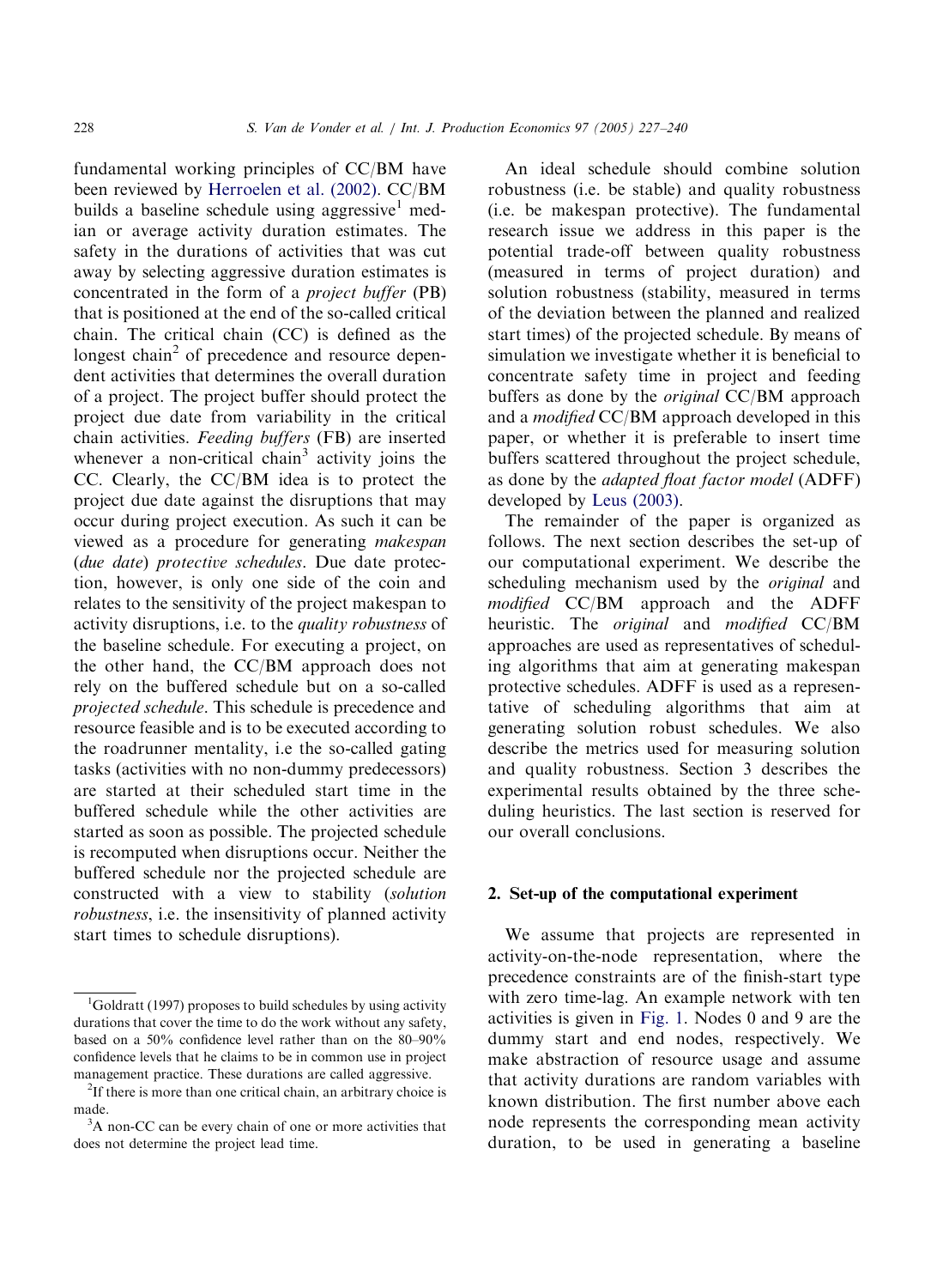fundamental working principles of CC/BM have been reviewed by Herroelen et al. (2002). CC/BM builds a baseline schedule using aggressive[1] median or average activity duration estimates. The safety in the durations of activities that was cut away by selecting aggressive duration estimates is concentrated in the form of a *project buffer* (PB) that is positioned at the end of the so-called critical chain. The critical chain (CC) is defined as the longest chain[2] of precedence and resource dependent activities that determines the overall duration of a project. The project buffer should protect the project due date from variability in the critical chain activities. *Feeding buffers* (FB) are inserted whenever a non-critical chain[3] activity joins the CC. Clearly, the CC/BM idea is to protect the project due date against the disruptions that may occur during project execution. As such it can be viewed as a procedure for generating *makespan* (*due date*) *protective schedules*. Due date protection, however, is only one side of the coin and relates to the sensitivity of the project makespan to activity disruptions, i.e. to the *quality robustness* of the baseline schedule. For executing a project, on the other hand, the CC/BM approach does not rely on the buffered schedule but on a so-called *projected schedule*. This schedule is precedence and resource feasible and is to be executed according to the roadrunner mentality, i.e the so-called gating tasks (activities with no non-dummy predecessors) are started at their scheduled start time in the buffered schedule while the other activities are started as soon as possible. The projected schedule is recomputed when disruptions occur. Neither the buffered schedule nor the projected schedule are constructed with a view to stability (*solution robustness*, i.e. the insensitivity of planned activity start times to schedule disruptions).

An ideal schedule should combine solution robustness (i.e. be stable) and quality robustness (i.e. be makespan protective). The fundamental research issue we address in this paper is the potential trade-off between quality robustness (measured in terms of project duration) and solution robustness (stability, measured in terms of the deviation between the planned and realized start times) of the projected schedule. By means of simulation we investigate whether it is beneficial to concentrate safety time in project and feeding buffers as done by the *original* CC/BM approach and a *modified* CC/BM approach developed in this paper, or whether it is preferable to insert time buffers scattered throughout the project schedule, as done by the *adapted float factor model* (ADFF) developed by Leus (2003).

The remainder of the paper is organized as follows. The next section describes the set-up of our computational experiment. We describe the scheduling mechanism used by the *original* and *modified* CC/BM approach and the ADFF heuristic. The *original* and *modified* CC/BM approaches are used as representatives of scheduling algorithms that aim at generating makespan protective schedules. ADFF is used as a representative of scheduling algorithms that aim at generating solution robust schedules. We also describe the metrics used for measuring solution and quality robustness. Section 3 describes the experimental results obtained by the three scheduling heuristics. The last section is reserved for our overall conclusions.

## 2. Set-up of the computational experiment

We assume that projects are represented in activity-on-the-node representation, where the precedence constraints are of the finish-start type with zero time-lag. An example network with ten activities is given in Fig. 1. Nodes 0 and 9 are the dummy start and end nodes, respectively. We make abstraction of resource usage and assume that activity durations are random variables with known distribution. The first number above each node represents the corresponding mean activity duration, to be used in generating a baseline

---

[1] Goldratt (1997) proposes to build schedules by using activity durations that cover the time to do the work without any safety, based on a 50% confidence level rather than on the 80–90% confidence levels that he claims to be in common use in project management practice. These durations are called aggressive.

[2] If there is more than one critical chain, an arbitrary choice is made.

[3] A non-CC can be every chain of one or more activities that does not determine the project lead time.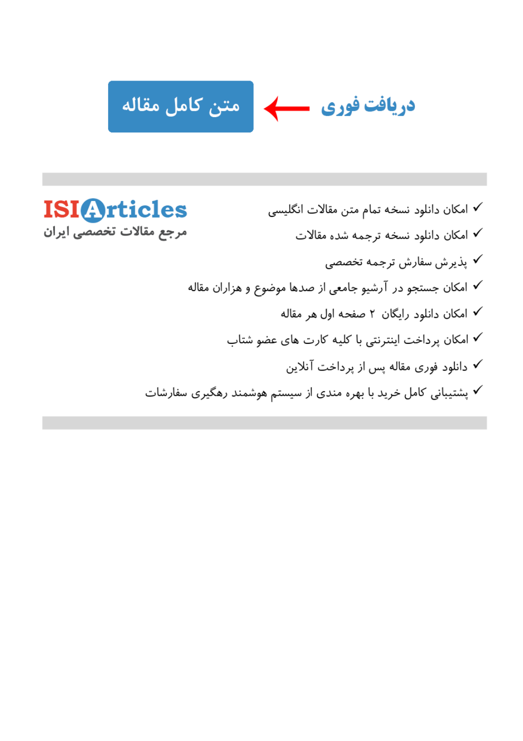دریافت فوری ← متن کامل مقاله

**ISIArticles**
مرجع مقالات تخصصی ایران

- ✓ امکان دانلود نسخه تمام متن مقالات انگلیسی
- ✓ امکان دانلود نسخه ترجمه شده مقالات
- ✓ پذیرش سفارش ترجمه تخصصی
- ✓ امکان جستجو در آرشیو جامعی از صدها موضوع و هزاران مقاله
- ✓ امکان دانلود رایگان ۲ صفحه اول هر مقاله
- ✓ امکان پرداخت اینترنتی با کلیه کارت های عضو شتاب
- ✓ دانلود فوری مقاله پس از پرداخت آنلاین
- ✓ پشتیبانی کامل خرید با بهره مندی از سیستم هوشمند رهگیری سفارشات